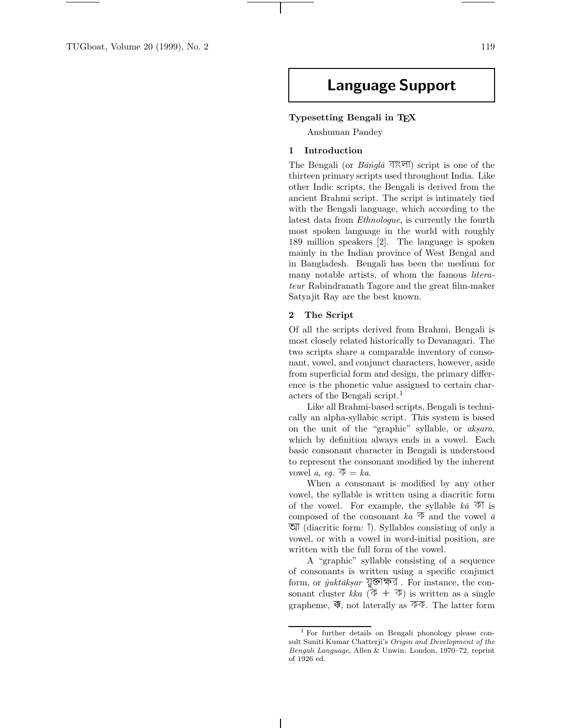# Language Support

## Typesetting Bengali in TEX

Anshuman Pandey

### 1 Introduction

The Bengali (or *Bāṅglā* বাংলা) script is one of the thirteen primary scripts used throughout India. Like other Indic scripts, the Bengali is derived from the ancient Brahmi script. The script is intimately tied with the Bengali language, which according to the latest data from *Ethnologue*, is currently the fourth most spoken language in the world with roughly 189 million speakers [2]. The language is spoken mainly in the Indian province of West Bengal and in Bangladesh. Bengali has been the medium for many notable artists, of whom the famous *litterateur* Rabindranath Tagore and the great film-maker Satyajit Ray are the best known.

### 2 The Script

Of all the scripts derived from Brahmi, Bengali is most closely related historically to Devanagari. The two scripts share a comparable inventory of consonant, vowel, and conjunct characters, however, aside from superficial form and design, the primary difference is the phonetic value assigned to certain characters of the Bengali script.[1]

Like all Brahmi-based scripts, Bengali is technically an alpha-syllabic script. This system is based on the unit of the "graphic" syllable, or *akṣara*, which by definition always ends in a vowel. Each basic consonant character in Bengali is understood to represent the consonant modified by the inherent vowel *a*, *eg.* ক = *ka*.

When a consonant is modified by any other vowel, the syllable is written using a diacritic form of the vowel. For example, the syllable *kā* কা is composed of the consonant *ka* ক and the vowel *ā* আ (diacritic form: া). Syllables consisting of only a vowel, or with a vowel in word-initial position, are written with the full form of the vowel.

A "graphic" syllable consisting of a sequence of consonants is written using a specific conjunct form, or *ẏuktākṣar* য়ুক্তাক্ষর . For instance, the consonant cluster *kka* (ক + ক) is written as a single grapheme, ক্ক, not laterally as কক. The latter form

[1] For further details on Bengali phonology please consult Suniti Kumar Chatterji's *Origin and Development of the Bengali Language*, Allen & Unwin: London, 1970–72, reprint of 1926 ed.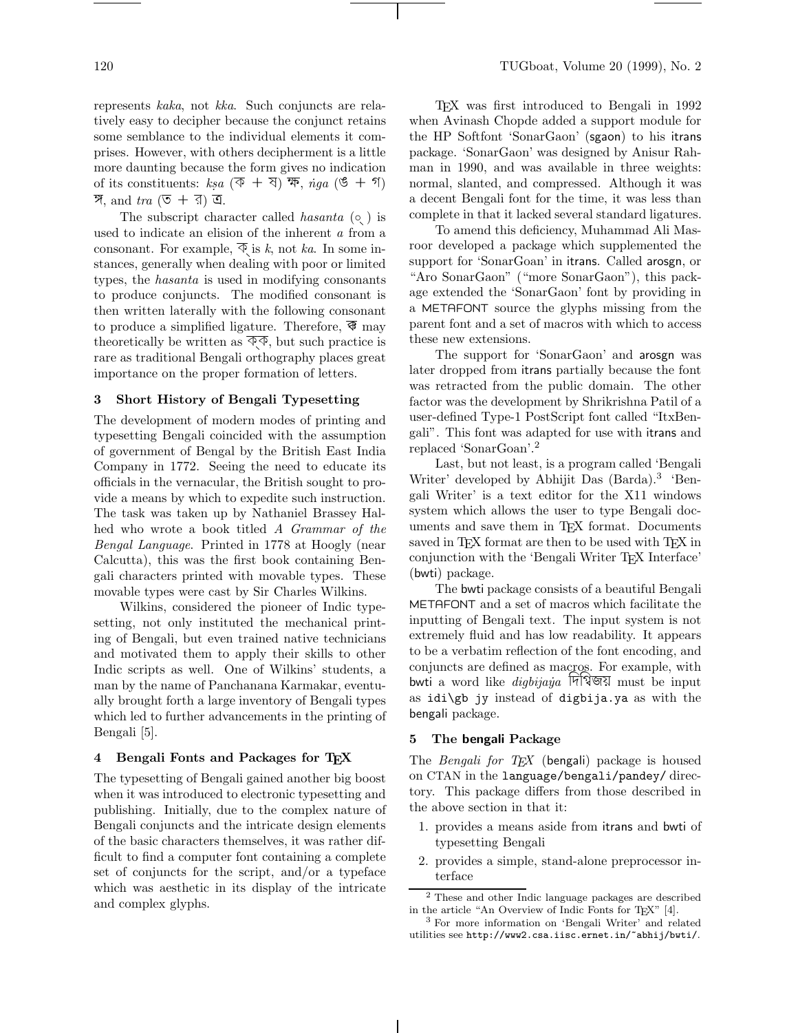represents *kaka*, not *kka*. Such conjuncts are relatively easy to decipher because the conjunct retains some semblance to the individual elements it comprises. However, with others decipherment is a little more daunting because the form gives no indication of its constituents: *kṣa* (ক + ষ) ক্ষ, *ṅga* (ঙ + গ) ঙ্গ, and *tra* (ত + র) ত্র.

The subscript character called *hasanta* (্) is used to indicate an elision of the inherent *a* from a consonant. For example, ক্ is *k*, not *ka*. In some instances, generally when dealing with poor or limited types, the *hasanta* is used in modifying consonants to produce conjuncts. The modified consonant is then written laterally with the following consonant to produce a simplified ligature. Therefore, ক্ক may theoretically be written as ক্‌ক, but such practice is rare as traditional Bengali orthography places great importance on the proper formation of letters.

## 3 Short History of Bengali Typesetting

The development of modern modes of printing and typesetting Bengali coincided with the assumption of government of Bengal by the British East India Company in 1772. Seeing the need to educate its officials in the vernacular, the British sought to provide a means by which to expedite such instruction. The task was taken up by Nathaniel Brassey Halhed who wrote a book titled *A Grammar of the Bengal Language*. Printed in 1778 at Hoogly (near Calcutta), this was the first book containing Bengali characters printed with movable types. These movable types were cast by Sir Charles Wilkins.

Wilkins, considered the pioneer of Indic typesetting, not only instituted the mechanical printing of Bengali, but even trained native technicians and motivated them to apply their skills to other Indic scripts as well. One of Wilkins' students, a man by the name of Panchanana Karmakar, eventually brought forth a large inventory of Bengali types which led to further advancements in the printing of Bengali [5].

## 4 Bengali Fonts and Packages for TEX

The typesetting of Bengali gained another big boost when it was introduced to electronic typesetting and publishing. Initially, due to the complex nature of Bengali conjuncts and the intricate design elements of the basic characters themselves, it was rather difficult to find a computer font containing a complete set of conjuncts for the script, and/or a typeface which was aesthetic in its display of the intricate and complex glyphs.

TEX was first introduced to Bengali in 1992 when Avinash Chopde added a support module for the HP Softfont 'SonarGaon' (sgaon) to his itrans package. 'SonarGaon' was designed by Anisur Rahman in 1990, and was available in three weights: normal, slanted, and compressed. Although it was a decent Bengali font for the time, it was less than complete in that it lacked several standard ligatures.

To amend this deficiency, Muhammad Ali Masroor developed a package which supplemented the support for 'SonarGoan' in itrans. Called arosgn, or "Aro SonarGaon" ("more SonarGaon"), this package extended the 'SonarGaon' font by providing in a METAFONT source the glyphs missing from the parent font and a set of macros with which to access these new extensions.

The support for 'SonarGaon' and arosgn was later dropped from itrans partially because the font was retracted from the public domain. The other factor was the development by Shrikrishna Patil of a user-defined Type-1 PostScript font called "ItxBengali". This font was adapted for use with itrans and replaced 'SonarGoan'.[2]

Last, but not least, is a program called 'Bengali Writer' developed by Abhijit Das (Barda).[3] 'Bengali Writer' is a text editor for the X11 windows system which allows the user to type Bengali documents and save them in TEX format. Documents saved in TEX format are then to be used with TEX in conjunction with the 'Bengali Writer TEX Interface' (bwti) package.

The bwti package consists of a beautiful Bengali METAFONT and a set of macros which facilitate the inputting of Bengali text. The input system is not extremely fluid and has low readability. It appears to be a verbatim reflection of the font encoding, and conjuncts are defined as macros. For example, with bwti a word like *digbijaẏa* দিগ্বিজয় must be input as `idi\gb jy` instead of `digbija.ya` as with the bengali package.

## 5 The bengali Package

The *Bengali for TEX* (bengali) package is housed on CTAN in the `language/bengali/pandey/` directory. This package differs from those described in the above section in that it:

1. provides a means aside from itrans and bwti of typesetting Bengali
2. provides a simple, stand-alone preprocessor interface

[2] These and other Indic language packages are described in the article "An Overview of Indic Fonts for TEX" [4].

[3] For more information on 'Bengali Writer' and related utilities see `http://www2.csa.iisc.ernet.in/~abhij/bwti/`.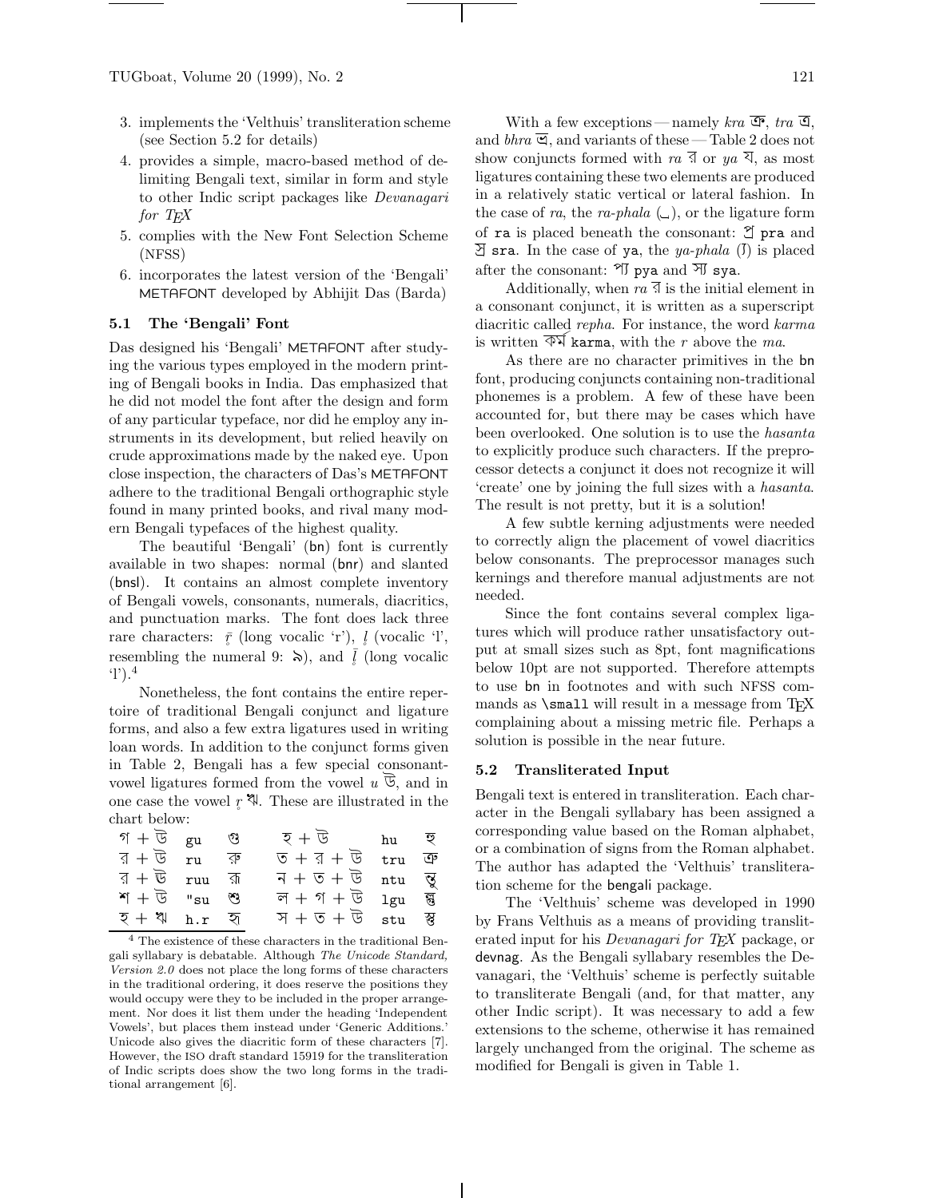3. implements the 'Velthuis' transliteration scheme (see Section 5.2 for details)
4. provides a simple, macro-based method of delimiting Bengali text, similar in form and style to other Indic script packages like *Devanagari for TEX*
5. complies with the New Font Selection Scheme (NFSS)
6. incorporates the latest version of the 'Bengali' METAFONT developed by Abhijit Das (Barda)

### 5.1 The 'Bengali' Font

Das designed his 'Bengali' METAFONT after studying the various types employed in the modern printing of Bengali books in India. Das emphasized that he did not model the font after the design and form of any particular typeface, nor did he employ any instruments in its development, but relied heavily on crude approximations made by the naked eye. Upon close inspection, the characters of Das's METAFONT adhere to the traditional Bengali orthographic style found in many printed books, and rival many modern Bengali typefaces of the highest quality.

The beautiful 'Bengali' (bn) font is currently available in two shapes: normal (bnr) and slanted (bnsl). It contains an almost complete inventory of Bengali vowels, consonants, numerals, diacritics, and punctuation marks. The font does lack three rare characters: $\bar{\d{r}}$ (long vocalic 'r'), $\d{l}$ (vocalic 'l', resembling the numeral 9: ৯), and $\bar{\d{l}}$ (long vocalic 'l').[4]

Nonetheless, the font contains the entire repertoire of traditional Bengali conjunct and ligature forms, and also a few extra ligatures used in writing loan words. In addition to the conjunct forms given in Table 2, Bengali has a few special consonant-vowel ligatures formed from the vowel *u* উ, and in one case the vowel *ṛ* ঋ. These are illustrated in the chart below:

| | | | | | |
|---|---|---|---|---|---|
| গ + উ | gu | গু | হ + উ | hu | হু |
| র + উ | ru | রু | ত + র + উ | tru | ত্রু |
| র + ঊ | ruu | রূ | ন + ত + উ | ntu | ন্তু |
| শ + উ | "su | শু | ল + গ + উ | lgu | ল্গু |
| হ + ঋ | h.r | হৃ | স + ত + উ | stu | স্তু |

[4] The existence of these characters in the traditional Bengali syllabary is debatable. Although *The Unicode Standard, Version 2.0* does not place the long forms of these characters in the traditional ordering, it does reserve the positions they would occupy were they to be included in the proper arrangement. Nor does it list them under the heading 'Independent Vowels', but places them instead under 'Generic Additions.' Unicode also gives the diacritic form of these characters [7]. However, the ISO draft standard 15919 for the transliteration of Indic scripts does show the two long forms in the traditional arrangement [6].

With a few exceptions — namely *kra* ক্র, *tra* ত্র, and *bhra* ভ্র, and variants of these — Table 2 does not show conjuncts formed with *ra* র or *ya* য, as most ligatures containing these two elements are produced in a relatively static vertical or lateral fashion. In the case of *ra*, the *ra-phala* (্র), or the ligature form of ra is placed beneath the consonant: প্র pra and স্র sra. In the case of ya, the *ya-phala* (্য) is placed after the consonant: প্য pya and স্য sya.

Additionally, when *ra* র is the initial element in a consonant conjunct, it is written as a superscript diacritic called *repha*. For instance, the word *karma* is written কর্ম karma, with the *r* above the *ma*.

As there are no character primitives in the bn font, producing conjuncts containing non-traditional phonemes is a problem. A few of these have been accounted for, but there may be cases which have been overlooked. One solution is to use the *hasanta* to explicitly produce such characters. If the preprocessor detects a conjunct it does not recognize it will 'create' one by joining the full sizes with a *hasanta*. The result is not pretty, but it is a solution!

A few subtle kerning adjustments were needed to correctly align the placement of vowel diacritics below consonants. The preprocessor manages such kernings and therefore manual adjustments are not needed.

Since the font contains several complex ligatures which will produce rather unsatisfactory output at small sizes such as 8pt, font magnifications below 10pt are not supported. Therefore attempts to use bn in footnotes and with such NFSS commands as `\small` will result in a message from TEX complaining about a missing metric file. Perhaps a solution is possible in the near future.

### 5.2 Transliterated Input

Bengali text is entered in transliteration. Each character in the Bengali syllabary has been assigned a corresponding value based on the Roman alphabet, or a combination of signs from the Roman alphabet. The author has adapted the 'Velthuis' transliteration scheme for the bengali package.

The 'Velthuis' scheme was developed in 1990 by Frans Velthuis as a means of providing transliterated input for his *Devanagari for TEX* package, or devnag. As the Bengali syllabary resembles the Devanagari, the 'Velthuis' scheme is perfectly suitable to transliterate Bengali (and, for that matter, any other Indic script). It was necessary to add a few extensions to the scheme, otherwise it has remained largely unchanged from the original. The scheme as modified for Bengali is given in Table 1.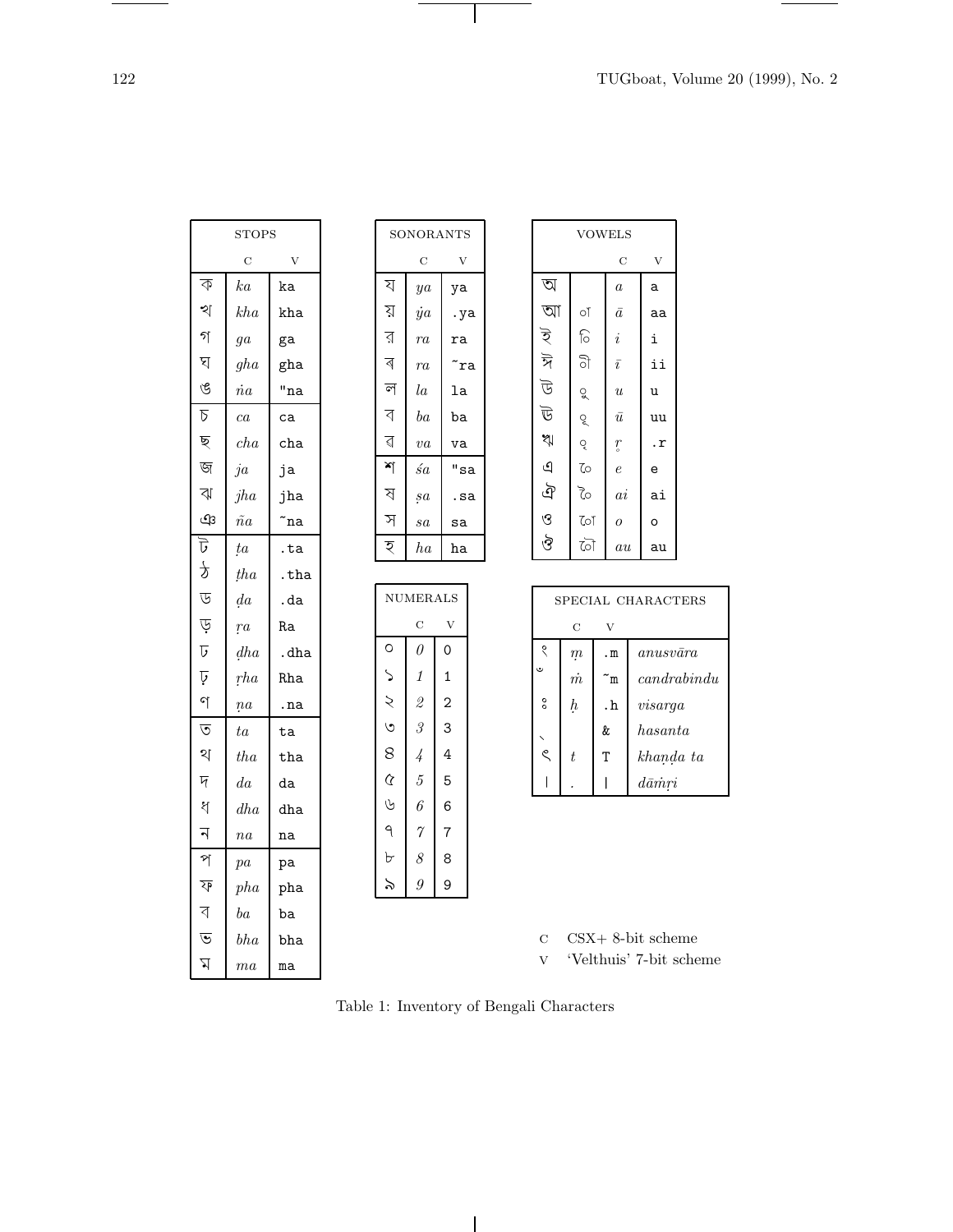| STOPS | | |
|---|---|---|
| | C | V |
| ক | *ka* | ka |
| খ | *kha* | kha |
| গ | *ga* | ga |
| ঘ | *gha* | gha |
| ঙ | *ṅa* | "na |
| চ | *ca* | ca |
| ছ | *cha* | cha |
| জ | *ja* | ja |
| ঝ | *jha* | jha |
| ঞ | *ña* | ~na |
| ট | *ṭa* | .ta |
| ঠ | *ṭha* | .tha |
| ড | *ḍa* | .da |
| ড় | *ṛa* | Ra |
| ঢ | *ḍha* | .dha |
| ঢ় | *ṛha* | Rha |
| ণ | *ṇa* | .na |
| ত | *ta* | ta |
| থ | *tha* | tha |
| দ | *da* | da |
| ধ | *dha* | dha |
| ন | *na* | na |
| প | *pa* | pa |
| ফ | *pha* | pha |
| ব | *ba* | ba |
| ভ | *bha* | bha |
| ম | *ma* | ma |

| SONORANTS | | |
|---|---|---|
| | C | V |
| য | *ya* | ya |
| য় | *ẏa* | .ya |
| র | *ra* | ra |
| ৰ | *ra* | ~ra |
| ল | *la* | la |
| ব | *ba* | ba |
| ৱ | *va* | va |
| শ | *śa* | "sa |
| ষ | *ṣa* | .sa |
| স | *sa* | sa |
| হ | *ha* | ha |

| NUMERALS | | |
|---|---|---|
| | C | V |
| ০ | *0* | 0 |
| ১ | *1* | 1 |
| ২ | *2* | 2 |
| ৩ | *3* | 3 |
| ৪ | *4* | 4 |
| ৫ | *5* | 5 |
| ৬ | *6* | 6 |
| ৭ | *7* | 7 |
| ৮ | *8* | 8 |
| ৯ | *9* | 9 |

| VOWELS | | | |
|---|---|---|---|
| | | C | V |
| অ | | *a* | a |
| আ | া | *ā* | aa |
| ই | ি | *i* | i |
| ঈ | ী | *ī* | ii |
| উ | ু | *u* | u |
| ঊ | ূ | *ū* | uu |
| ঋ | ৃ | *r̥* | .r |
| এ | ে | *e* | e |
| ঐ | ৈ | *ai* | ai |
| ও | ো | *o* | o |
| ঔ | ৌ | *au* | au |

| SPECIAL CHARACTERS | | | |
|---|---|---|---|
| | C | V | |
| ং | *ṃ* | .m | *anusvāra* |
| ঁ | *ṁ* | ~m | *candrabindu* |
| ঃ | *ḥ* | .h | *visarga* |
| ্ | | & | *hasanta* |
| ৎ | *t* | T | *khaṇḍa ta* |
| । | . | \| | *dāṁṛi* |

C CSX+ 8-bit scheme
V 'Velthuis' 7-bit scheme

Table 1: Inventory of Bengali Characters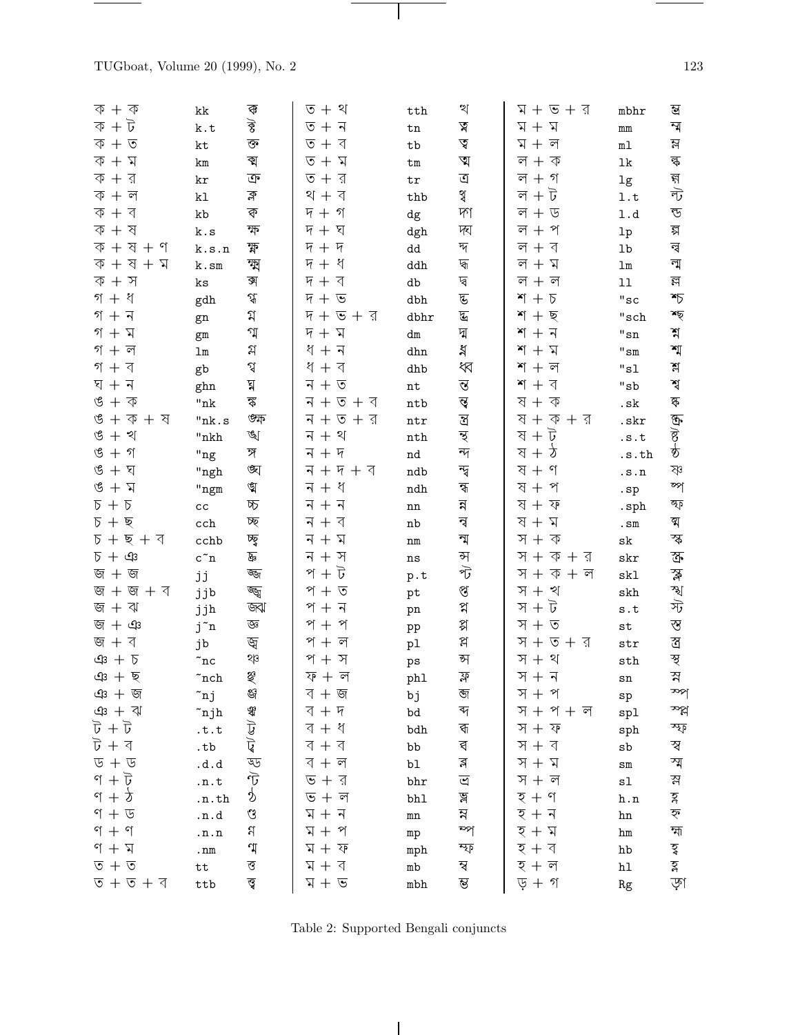| | | | | | | | | |
|---|---|---|---|---|---|---|---|---|
| ক + ক | kk | ক্ক | ত + থ | tth | ত্থ | ম + ভ + র | mbhr | ম্ভ্র |
| ক + ট | k.t | ক্ট | ত + ন | tn | ত্ন | ম + ম | mm | ম্ম |
| ক + ত | kt | ক্ত | ত + ব | tb | ত্ব | ম + ল | ml | ম্ল |
| ক + ম | km | ক্ম | ত + ম | tm | ত্ম | ল + ক | lk | ল্ক |
| ক + র | kr | ক্র | ত + র | tr | ত্র | ল + গ | lg | ল্গ |
| ক + ল | kl | ক্ল | থ + ব | thb | থ্ব | ল + ট | l.t | ল্ট |
| ক + ব | kb | ক্ব | দ + গ | dg | দ্গ | ল + ড | l.d | ল্ড |
| ক + ষ | k.s | ক্ষ | দ + ঘ | dgh | দ্ঘ | ল + প | lp | ল্প |
| ক + ষ + ণ | k.s.n | ক্ষ্ণ | দ + দ | dd | দ্দ | ল + ব | lb | ল্ব |
| ক + ষ + ম | k.sm | ক্ষ্ম | দ + ধ | ddh | দ্ধ | ল + ম | lm | ল্ম |
| ক + স | ks | ক্স | দ + ব | db | দ্ব | ল + ল | ll | ল্ল |
| গ + ধ | gdh | গ্ধ | দ + ভ | dbh | দ্ভ | শ + চ | "sc | শ্চ |
| গ + ন | gn | গ্ন | দ + ভ + র | dbhr | দ্ভ্র | শ + ছ | "sch | শ্ছ |
| গ + ম | gm | গ্ম | দ + ম | dm | দ্ম | শ + ন | "sn | শ্ন |
| গ + ল | lm | গ্ল | ধ + ন | dhn | ধ্ন | শ + ম | "sm | শ্ম |
| গ + ব | gb | গ্ব | ধ + ব | dhb | ধ্ব | শ + ল | "sl | শ্ল |
| ঘ + ন | ghn | ঘ্ন | ন + ত | nt | ন্ত | শ + ব | "sb | শ্ব |
| ঙ + ক | "nk | ঙ্ক | ন + ত + ব | ntb | ন্ত্ব | ষ + ক | .sk | ষ্ক |
| ঙ + ক + ষ | "nk.s | ঙ্ক্ষ | ন + ত + র | ntr | ন্ত্র | ষ + ক + র | .skr | ষ্ক্র |
| ঙ + খ | "nkh | ঙ্খ | ন + থ | nth | ন্থ | ষ + ট | .s.t | ষ্ট |
| ঙ + গ | "ng | ঙ্গ | ন + দ | nd | ন্দ | ষ + ঠ | .s.th | ষ্ঠ |
| ঙ + ঘ | "ngh | ঙ্ঘ | ন + দ + ব | ndb | ন্দ্ব | ষ + ণ | .s.n | ষ্ণ |
| ঙ + ম | "ngm | ঙ্ম | ন + ধ | ndh | ন্ধ | ষ + প | .sp | ষ্প |
| চ + চ | cc | চ্চ | ন + ন | nn | ন্ন | ষ + ফ | .sph | ষ্ফ |
| চ + ছ | cch | চ্ছ | ন + ব | nb | ন্ব | ষ + ম | .sm | ষ্ম |
| চ + ছ + ব | cchb | চ্ছ্ব | ন + ম | nm | ন্ম | স + ক | sk | স্ক |
| চ + ঞ | c~n | চ্ঞ | ন + স | ns | ন্স | স + ক + র | skr | স্ক্র |
| জ + জ | jj | জ্জ | প + ট | p.t | প্ট | স + ক + ল | skl | স্ক্ল |
| জ + জ + ব | jjb | জ্জ্ব | প + ত | pt | প্ত | স + খ | skh | স্খ |
| জ + ঝ | jjh | জ্ঝ | প + ন | pn | প্ন | স + ট | s.t | স্ট |
| জ + ঞ | j~n | জ্ঞ | প + প | pp | প্প | স + ত | st | স্ত |
| জ + ব | jb | জ্ব | প + ল | pl | প্ল | স + ত + র | str | স্ত্র |
| ঞ + চ | ~nc | ঞ্চ | প + স | ps | প্স | স + থ | sth | স্থ |
| ঞ + ছ | ~nch | ঞ্ছ | ফ + ল | phl | ফ্ল | স + ন | sn | স্ন |
| ঞ + জ | ~nj | ঞ্জ | ব + জ | bj | ব্জ | স + প | sp | স্প |
| ঞ + ঝ | ~njh | ঞ্ঝ | ব + দ | bd | ব্দ | স + প + ল | spl | স্প্ল |
| ট + ট | .t.t | ট্ট | ব + ধ | bdh | ব্ধ | স + ফ | sph | স্ফ |
| ট + ব | .tb | ট্ব | ব + ব | bb | ব্ব | স + ব | sb | স্ব |
| ড + ড | .d.d | ড্ড | ব + ল | bl | ব্ল | স + ম | sm | স্ম |
| ণ + ট | .n.t | ণ্ট | ভ + র | bhr | ভ্র | স + ল | sl | স্ল |
| ণ + ঠ | .n.th | ণ্ঠ | ভ + ল | bhl | ভ্ল | হ + ণ | h.n | হ্ণ |
| ণ + ড | .n.d | ণ্ড | ম + ন | mn | ম্ন | হ + ন | hn | হ্ন |
| ণ + ণ | .n.n | ণ্ণ | ম + প | mp | ম্প | হ + ম | hm | হ্ম |
| ণ + ম | .nm | ণ্ম | ম + ফ | mph | ম্ফ | হ + ব | hb | হ্ব |
| ত + ত | tt | ত্ত | ম + ব | mb | ম্ব | হ + ল | hl | হ্ল |
| ত + ত + ব | ttb | ত্ত্ব | ম + ভ | mbh | ম্ভ | ড় + গ | Rg | ড়্গ |

Table 2: Supported Bengali conjuncts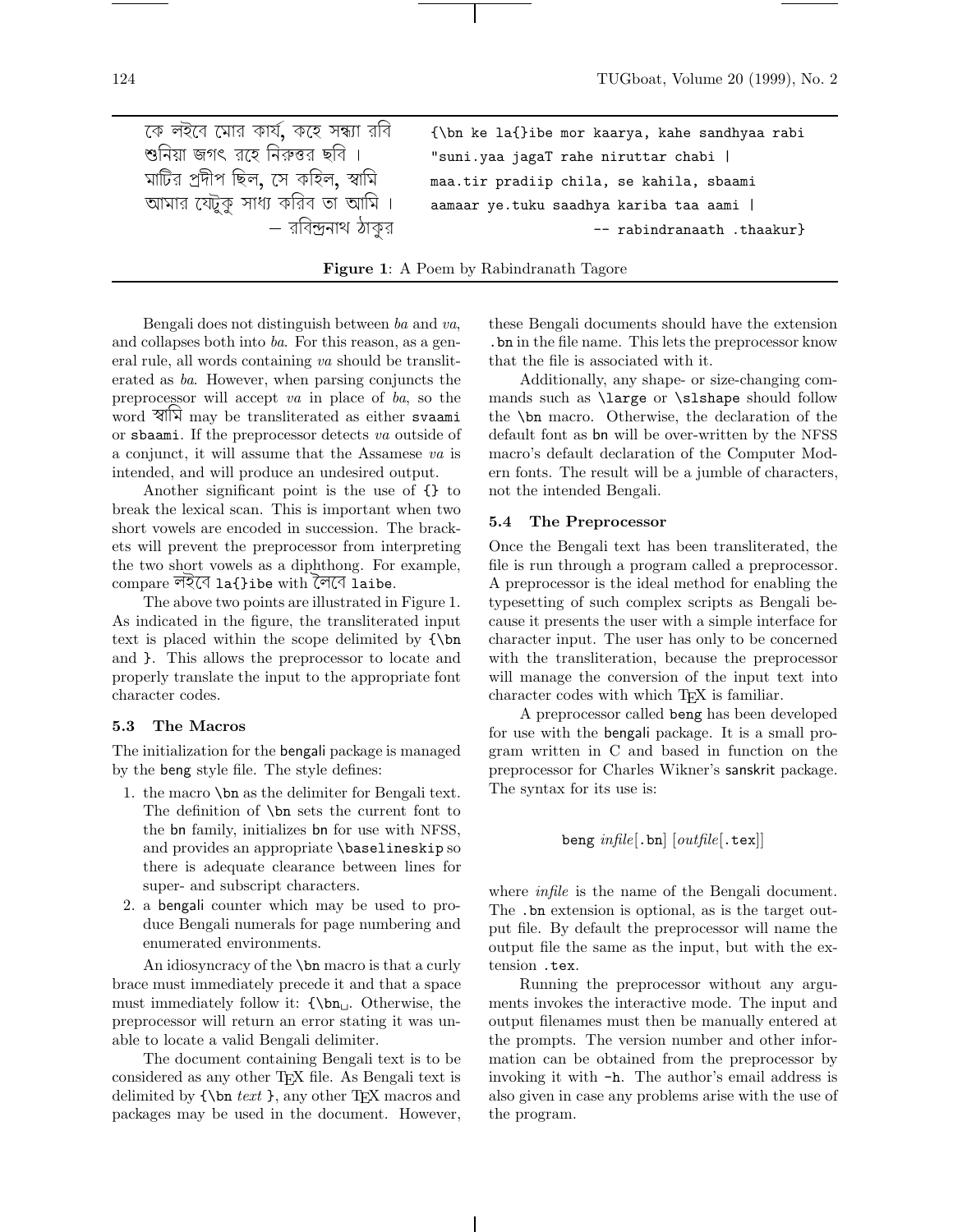| | |
|---|---|
| কে লইবে মোর কার্য, কহে সন্ধ্যা রবি | `{\bn ke la{}ibe mor kaarya, kahe sandhyaa rabi` |
| শুনিয়া জগৎ রহে নিরুত্তর ছবি । | `"suni.yaa jagaT rahe niruttar chabi \|` |
| মাটির প্রদীপ ছিল, সে কহিল, স্বামি | `maa.tir pradiip chila, se kahila, sbaami` |
| আমার যেটুকু সাধ্য করিব তা আমি । | `aamaar ye.tuku saadhya kariba taa aami \|` |
| — রবিন্দ্রনাথ ঠাকুর | `-- rabindranaath .thaakur}` |

**Figure 1**: A Poem by Rabindranath Tagore

Bengali does not distinguish between *ba* and *va*, and collapses both into *ba*. For this reason, as a general rule, all words containing *va* should be transliterated as *ba*. However, when parsing conjuncts the preprocessor will accept *va* in place of *ba*, so the word স্বামি may be transliterated as either `svaami` or `sbaami`. If the preprocessor detects *va* outside of a conjunct, it will assume that the Assamese *va* is intended, and will produce an undesired output.

Another significant point is the use of `{}` to break the lexical scan. This is important when two short vowels are encoded in succession. The brackets will prevent the preprocessor from interpreting the two short vowels as a diphthong. For example, compare লইবে `la{}ibe` with লৈবে `laibe`.

The above two points are illustrated in Figure 1. As indicated in the figure, the transliterated input text is placed within the scope delimited by `{\bn` and `}`. This allows the preprocessor to locate and properly translate the input to the appropriate font character codes.

### 5.3 The Macros

The initialization for the bengali package is managed by the beng style file. The style defines:

1. the macro `\bn` as the delimiter for Bengali text. The definition of `\bn` sets the current font to the bn family, initializes bn for use with NFSS, and provides an appropriate `\baselineskip` so there is adequate clearance between lines for super- and subscript characters.
2. a bengali counter which may be used to produce Bengali numerals for page numbering and enumerated environments.

An idiosyncracy of the `\bn` macro is that a curly brace must immediately precede it and that a space must immediately follow it: `{\bn␣`. Otherwise, the preprocessor will return an error stating it was unable to locate a valid Bengali delimiter.

The document containing Bengali text is to be considered as any other TeX file. As Bengali text is delimited by `{\bn` *text* `}`, any other TeX macros and packages may be used in the document. However, these Bengali documents should have the extension `.bn` in the file name. This lets the preprocessor know that the file is associated with it.

Additionally, any shape- or size-changing commands such as `\large` or `\slshape` should follow the `\bn` macro. Otherwise, the declaration of the default font as bn will be over-written by the NFSS macro's default declaration of the Computer Modern fonts. The result will be a jumble of characters, not the intended Bengali.

### 5.4 The Preprocessor

Once the Bengali text has been transliterated, the file is run through a program called a preprocessor. A preprocessor is the ideal method for enabling the typesetting of such complex scripts as Bengali because it presents the user with a simple interface for character input. The user has only to be concerned with the transliteration, because the preprocessor will manage the conversion of the input text into character codes with which TeX is familiar.

A preprocessor called beng has been developed for use with the bengali package. It is a small program written in C and based in function on the preprocessor for Charles Wikner's sanskrit package. The syntax for its use is:

`beng` *infile*[`.bn`] [*outfile*[`.tex`]]

where *infile* is the name of the Bengali document. The `.bn` extension is optional, as is the target output file. By default the preprocessor will name the output file the same as the input, but with the extension `.tex`.

Running the preprocessor without any arguments invokes the interactive mode. The input and output filenames must then be manually entered at the prompts. The version number and other information can be obtained from the preprocessor by invoking it with `-h`. The author's email address is also given in case any problems arise with the use of the program.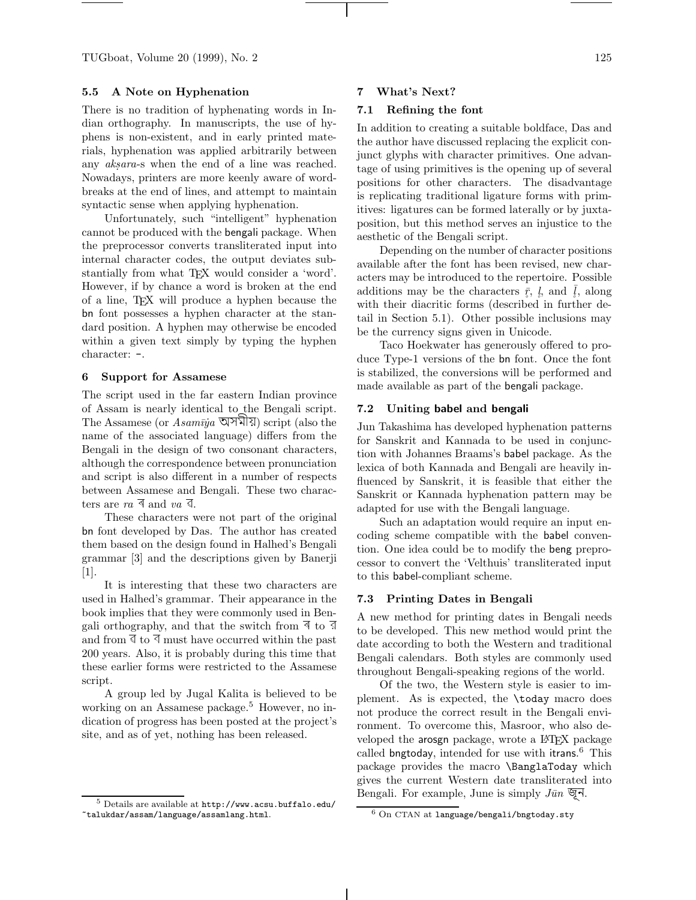## 5.5 A Note on Hyphenation

There is no tradition of hyphenating words in Indian orthography. In manuscripts, the use of hyphens is non-existent, and in early printed materials, hyphenation was applied arbitrarily between any *akṣara*-s when the end of a line was reached. Nowadays, printers are more keenly aware of word-breaks at the end of lines, and attempt to maintain syntactic sense when applying hyphenation.

Unfortunately, such "intelligent" hyphenation cannot be produced with the bengali package. When the preprocessor converts transliterated input into internal character codes, the output deviates substantially from what TEX would consider a 'word'. However, if by chance a word is broken at the end of a line, TEX will produce a hyphen because the bn font possesses a hyphen character at the standard position. A hyphen may otherwise be encoded within a given text simply by typing the hyphen character: `-`.

# 6 Support for Assamese

The script used in the far eastern Indian province of Assam is nearly identical to the Bengali script. The Assamese (or *Asamīya* অসমীয়) script (also the name of the associated language) differs from the Bengali in the design of two consonant characters, although the correspondence between pronunciation and script is also different in a number of respects between Assamese and Bengali. These two characters are *ra* ৰ and *va* ৱ.

These characters were not part of the original bn font developed by Das. The author has created them based on the design found in Halhed's Bengali grammar [3] and the descriptions given by Banerji [1].

It is interesting that these two characters are used in Halhed's grammar. Their appearance in the book implies that they were commonly used in Bengali orthography, and that the switch from ৰ to র and from ৱ to ব must have occurred within the past 200 years. Also, it is probably during this time that these earlier forms were restricted to the Assamese script.

A group led by Jugal Kalita is believed to be working on an Assamese package.[5] However, no indication of progress has been posted at the project's site, and as of yet, nothing has been released.

[5] Details are available at `http://www.acsu.buffalo.edu/~talukdar/assam/language/assamlang.html`.

# 7 What's Next?

## 7.1 Refining the font

In addition to creating a suitable boldface, Das and the author have discussed replacing the explicit conjunct glyphs with character primitives. One advantage of using primitives is the opening up of several positions for other characters. The disadvantage is replicating traditional ligature forms with primitives: ligatures can be formed laterally or by juxtaposition, but this method serves an injustice to the aesthetic of the Bengali script.

Depending on the number of character positions available after the font has been revised, new characters may be introduced to the repertoire. Possible additions may be the characters $\bar{\underset{\circ}{r}}$, $\underset{\circ}{l}$, and $\bar{\underset{\circ}{l}}$, along with their diacritic forms (described in further detail in Section 5.1). Other possible inclusions may be the currency signs given in Unicode.

Taco Hoekwater has generously offered to produce Type-1 versions of the bn font. Once the font is stabilized, the conversions will be performed and made available as part of the bengali package.

## 7.2 Uniting babel and bengali

Jun Takashima has developed hyphenation patterns for Sanskrit and Kannada to be used in conjunction with Johannes Braams's babel package. As the lexica of both Kannada and Bengali are heavily influenced by Sanskrit, it is feasible that either the Sanskrit or Kannada hyphenation pattern may be adapted for use with the Bengali language.

Such an adaptation would require an input encoding scheme compatible with the babel convention. One idea could be to modify the beng preprocessor to convert the 'Velthuis' transliterated input to this babel-compliant scheme.

## 7.3 Printing Dates in Bengali

A new method for printing dates in Bengali needs to be developed. This new method would print the date according to both the Western and traditional Bengali calendars. Both styles are commonly used throughout Bengali-speaking regions of the world.

Of the two, the Western style is easier to implement. As is expected, the `\today` macro does not produce the correct result in the Bengali environment. To overcome this, Masroor, who also developed the arosgn package, wrote a LATEX package called bngtoday, intended for use with itrans.[6] This package provides the macro `\BanglaToday` which gives the current Western date transliterated into Bengali. For example, June is simply *Jūn* জুন.

[6] On CTAN at `language/bengali/bngtoday.sty`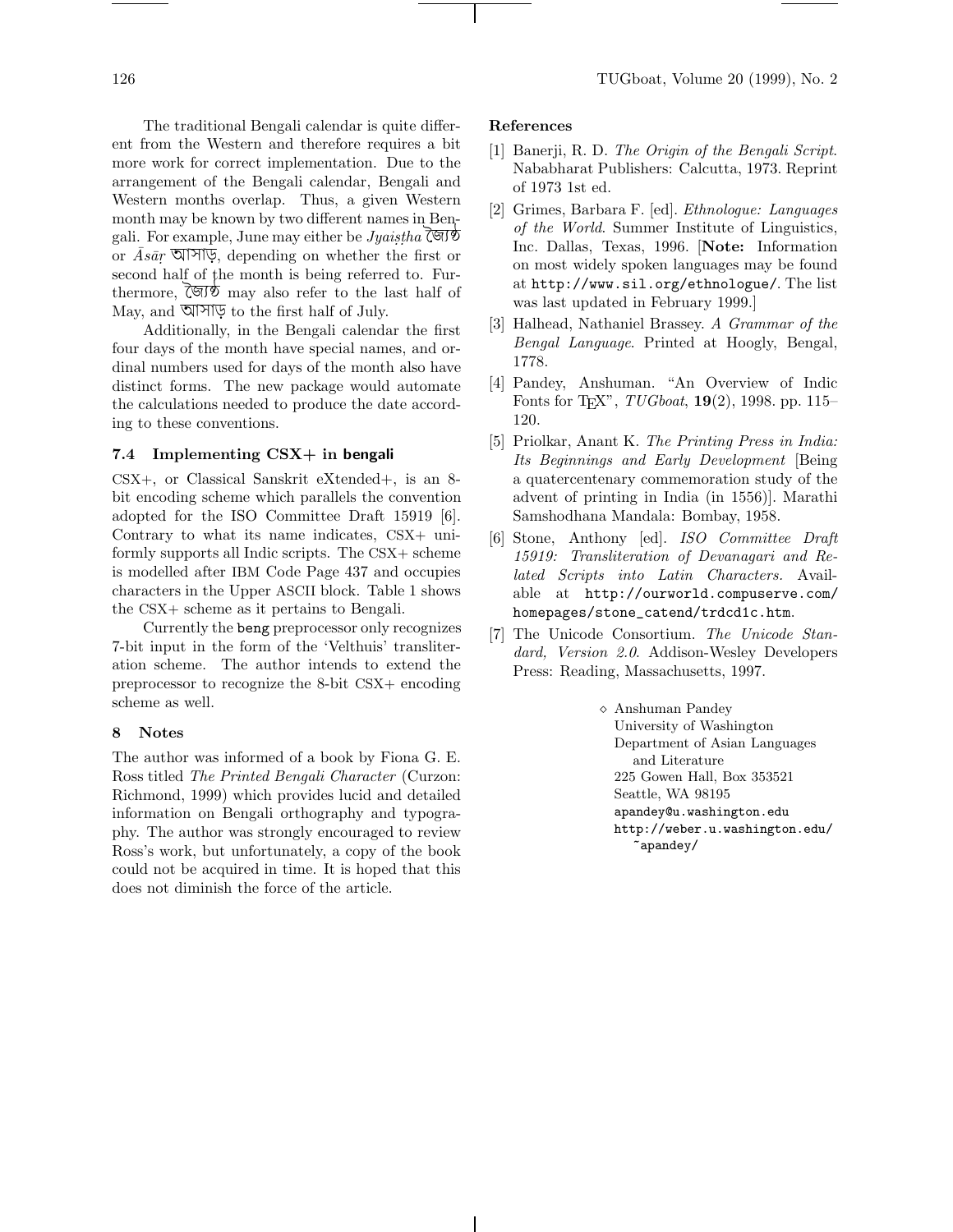The traditional Bengali calendar is quite different from the Western and therefore requires a bit more work for correct implementation. Due to the arrangement of the Bengali calendar, Bengali and Western months overlap. Thus, a given Western month may be known by two different names in Bengali. For example, June may either be *Jyaiṣṭha* জ্যৈষ্ঠ or *Āsāṛ* আসাড়, depending on whether the first or second half of the month is being referred to. Furthermore, জ্যৈষ্ঠ may also refer to the last half of May, and আসাড় to the first half of July.

Additionally, in the Bengali calendar the first four days of the month have special names, and ordinal numbers used for days of the month also have distinct forms. The new package would automate the calculations needed to produce the date according to these conventions.

### 7.4 Implementing CSX+ in bengali

CSX+, or Classical Sanskrit eXtended+, is an 8-bit encoding scheme which parallels the convention adopted for the ISO Committee Draft 15919 [6]. Contrary to what its name indicates, CSX+ uniformly supports all Indic scripts. The CSX+ scheme is modelled after IBM Code Page 437 and occupies characters in the Upper ASCII block. Table 1 shows the CSX+ scheme as it pertains to Bengali.

Currently the `beng` preprocessor only recognizes 7-bit input in the form of the 'Velthuis' transliteration scheme. The author intends to extend the preprocessor to recognize the 8-bit CSX+ encoding scheme as well.

## 8 Notes

The author was informed of a book by Fiona G. E. Ross titled *The Printed Bengali Character* (Curzon: Richmond, 1999) which provides lucid and detailed information on Bengali orthography and typography. The author was strongly encouraged to review Ross's work, but unfortunately, a copy of the book could not be acquired in time. It is hoped that this does not diminish the force of the article.

## References

[1] Banerji, R. D. *The Origin of the Bengali Script*. Nababharat Publishers: Calcutta, 1973. Reprint of 1973 1st ed.

[2] Grimes, Barbara F. [ed]. *Ethnologue: Languages of the World*. Summer Institute of Linguistics, Inc. Dallas, Texas, 1996. [**Note:** Information on most widely spoken languages may be found at `http://www.sil.org/ethnologue/`. The list was last updated in February 1999.]

[3] Halhead, Nathaniel Brassey. *A Grammar of the Bengal Language*. Printed at Hoogly, Bengal, 1778.

[4] Pandey, Anshuman. "An Overview of Indic Fonts for TeX", *TUGboat*, **19**(2), 1998. pp. 115–120.

[5] Priolkar, Anant K. *The Printing Press in India: Its Beginnings and Early Development* [Being a quatercentenary commemoration study of the advent of printing in India (in 1556)]. Marathi Samshodhana Mandala: Bombay, 1958.

[6] Stone, Anthony [ed]. *ISO Committee Draft 15919: Transliteration of Devanagari and Related Scripts into Latin Characters.* Available at `http://ourworld.compuserve.com/homepages/stone_catend/trdcd1c.htm`.

[7] The Unicode Consortium. *The Unicode Standard, Version 2.0*. Addison-Wesley Developers Press: Reading, Massachusetts, 1997.

◇ Anshuman Pandey
University of Washington
Department of Asian Languages and Literature
225 Gowen Hall, Box 353521
Seattle, WA 98195
`apandey@u.washington.edu`
`http://weber.u.washington.edu/~apandey/`